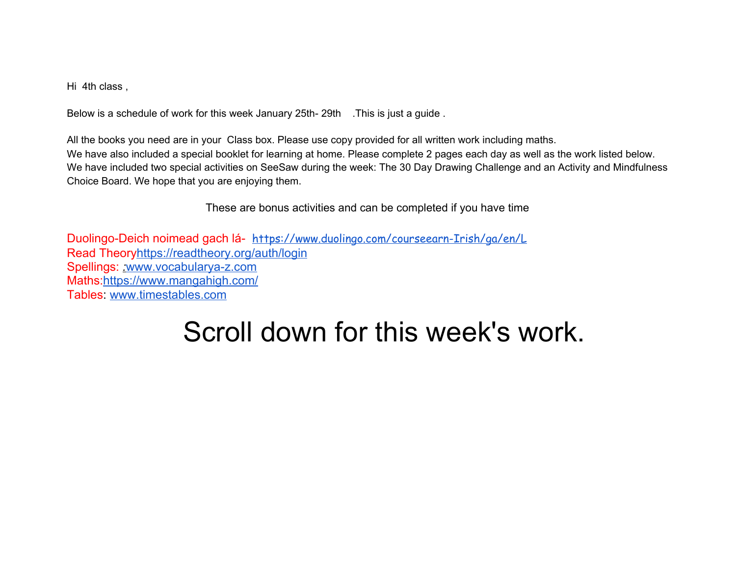Hi 4th class ,

Below is a schedule of work for this week January 25th- 29th .This is just a guide .

All the books you need are in your Class box. Please use copy provided for all written work including maths.
We have also included a special booklet for learning at home. Please complete 2 pages each day as well as the work listed below.
We have included two special activities on SeeSaw during the week: The 30 Day Drawing Challenge and an Activity and Mindfulness Choice Board. We hope that you are enjoying them.

These are bonus activities and can be completed if you have time

Duolingo-Deich noimead gach lá- https://www.duolingo.com/courseearn-Irish/ga/en/L
Read Theoryhttps://readtheory.org/auth/login
Spellings: :www.vocabularya-z.com
Maths:https://www.mangahigh.com/
Tables: www.timestables.com

# Scroll down for this week's work.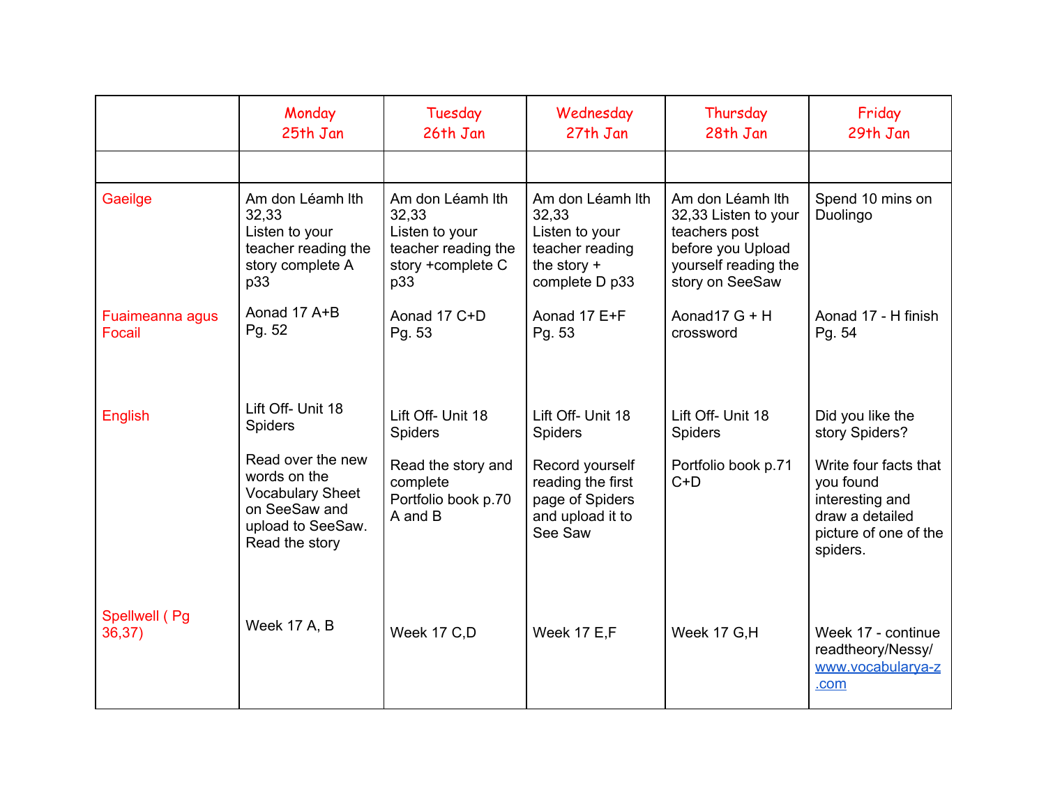| | Monday 25th Jan | Tuesday 26th Jan | Wednesday 27th Jan | Thursday 28th Jan | Friday 29th Jan |
|---|---|---|---|---|---|
| | | | | | |
| Gaeilge | Am don Léamh lth 32,33 Listen to your teacher reading the story complete A p33 | Am don Léamh lth 32,33 Listen to your teacher reading the story +complete C p33 | Am don Léamh lth 32,33 Listen to your teacher reading the story + complete D p33 | Am don Léamh lth 32,33 Listen to your teachers post before you Upload yourself reading the story on SeeSaw | Spend 10 mins on Duolingo |
| Fuaimeanna agus Focail | Aonad 17 A+B Pg. 52 | Aonad 17 C+D Pg. 53 | Aonad 17 E+F Pg. 53 | Aonad17 G + H crossword | Aonad 17 - H finish Pg. 54 |
| English | Lift Off- Unit 18 Spiders<br><br>Read over the new words on the Vocabulary Sheet on SeeSaw and upload to SeeSaw. Read the story | Lift Off- Unit 18 Spiders<br><br>Read the story and complete Portfolio book p.70 A and B | Lift Off- Unit 18 Spiders<br><br>Record yourself reading the first page of Spiders and upload it to See Saw | Lift Off- Unit 18 Spiders<br><br>Portfolio book p.71 C+D | Did you like the story Spiders?<br><br>Write four facts that you found interesting and draw a detailed picture of one of the spiders. |
| Spellwell ( Pg 36,37) | Week 17 A, B | Week 17 C,D | Week 17 E,F | Week 17 G,H | Week 17 - continue readtheory/Nessy/ [www.vocabularya-z.com](http://www.vocabularya-z.com) |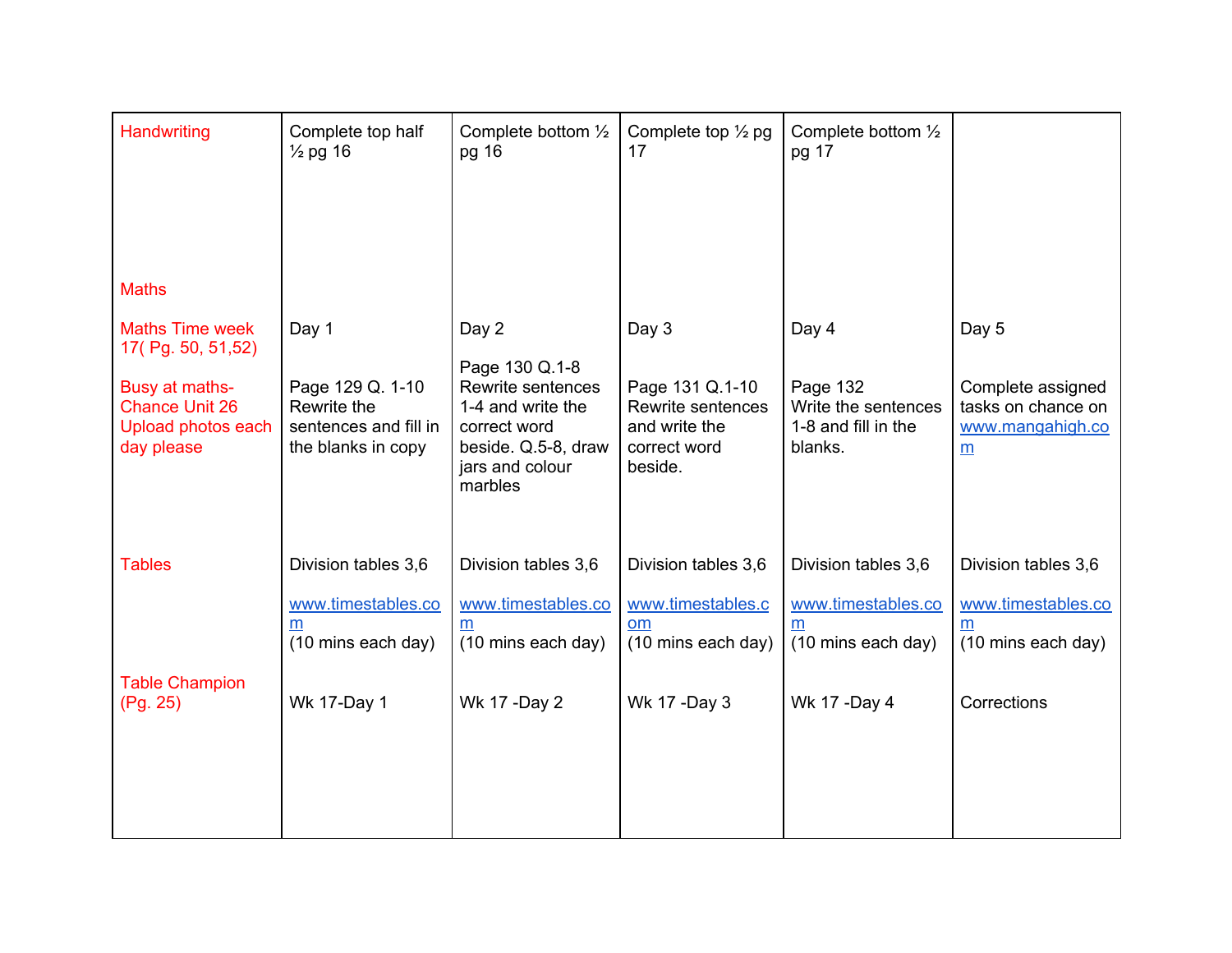| Handwriting | Complete top half ½ pg 16 | Complete bottom ½ pg 16 | Complete top ½ pg 17 | Complete bottom ½ pg 17 | |
|---|---|---|---|---|---|
| Maths<br><br>Maths Time week 17( Pg. 50, 51,52)<br><br>Busy at maths- Chance Unit 26 Upload photos each day please | Day 1<br><br>Page 129 Q. 1-10 Rewrite the sentences and fill in the blanks in copy | Day 2<br><br>Page 130 Q.1-8 Rewrite sentences 1-4 and write the correct word beside. Q.5-8, draw jars and colour marbles | Day 3<br><br>Page 131 Q.1-10 Rewrite sentences and write the correct word beside. | Day 4<br><br>Page 132 Write the sentences 1-8 and fill in the blanks. | Day 5<br><br>Complete assigned tasks on chance on www.mangahigh.com |
| Tables<br><br>Table Champion (Pg. 25) | Division tables 3,6<br><br>www.timestables.com (10 mins each day)<br><br>Wk 17-Day 1 | Division tables 3,6<br><br>www.timestables.com (10 mins each day)<br><br>Wk 17 -Day 2 | Division tables 3,6<br><br>www.timestables.com (10 mins each day)<br><br>Wk 17 -Day 3 | Division tables 3,6<br><br>www.timestables.com (10 mins each day)<br><br>Wk 17 -Day 4 | Division tables 3,6<br><br>www.timestables.com (10 mins each day)<br><br>Corrections |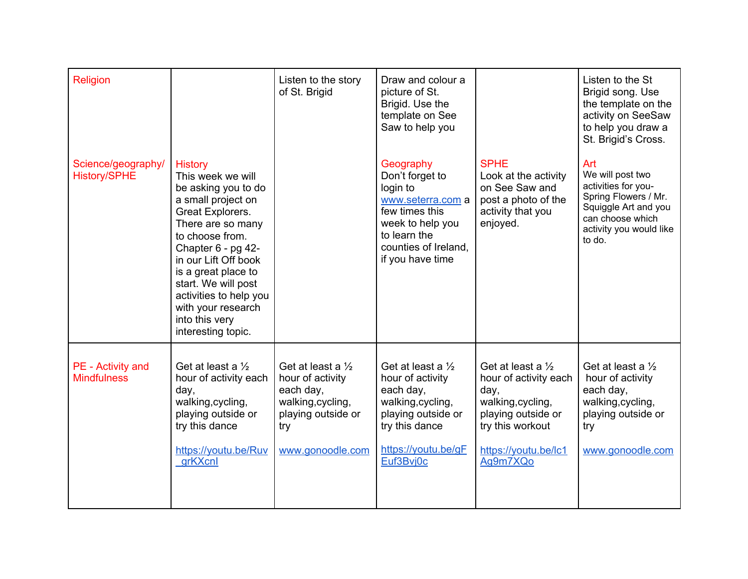| Religion<br><br><br><br><br><br><br>Science/geography/ History/SPHE | <br><br><br><br><br><br><br>History<br>This week we will be asking you to do a small project on Great Explorers. There are so many to choose from. Chapter 6 - pg 42- in our Lift Off book is a great place to start. We will post activities to help you with your research into this very interesting topic. | Listen to the story of St. Brigid | Draw and colour a picture of St. Brigid. Use the template on See Saw to help you<br><br>Geography<br>Don't forget to login to www.seterra.com a few times this week to help you to learn the counties of Ireland, if you have time | <br><br><br><br><br><br><br>SPHE<br>Look at the activity on See Saw and post a photo of the activity that you enjoyed. | Listen to the St Brigid song. Use the template on the activity on SeeSaw to help you draw a St. Brigid's Cross.<br><br>Art<br>We will post two activities for you- Spring Flowers / Mr. Squiggle Art and you can choose which activity you would like to do. |
|---|---|---|---|---|---|
| PE - Activity and Mindfulness | Get at least a ½ hour of activity each day, walking,cycling, playing outside or try this dance<br><br>https://youtu.be/Ruv_grKXcnI | Get at least a ½ hour of activity each day, walking,cycling, playing outside or try<br><br>www.gonoodle.com | Get at least a ½ hour of activity each day, walking,cycling, playing outside or try this dance<br><br>https://youtu.be/gFEuf3Bvj0c | Get at least a ½ hour of activity each day, walking,cycling, playing outside or try this workout<br><br>https://youtu.be/lc1Ag9m7XQo | Get at least a ½ hour of activity each day, walking,cycling, playing outside or try<br><br>www.gonoodle.com |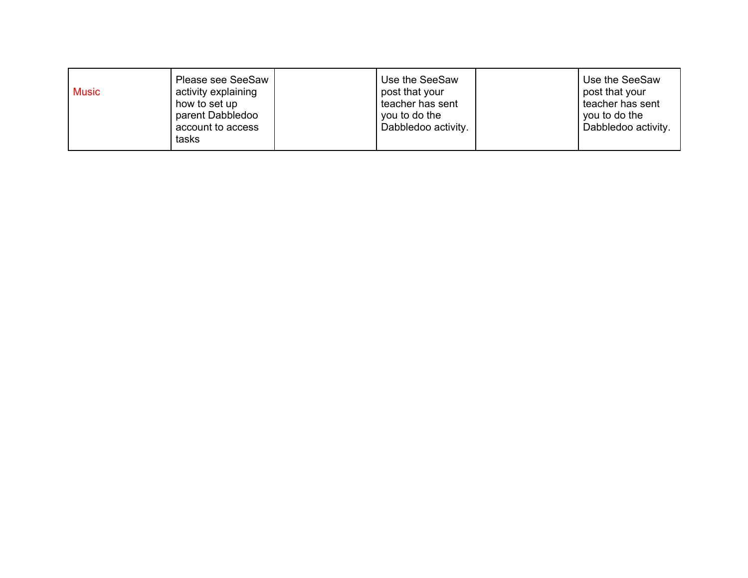| | | | | | |
|---|---|---|---|---|---|
| Music | Please see SeeSaw activity explaining how to set up parent Dabbledoo account to access tasks | | Use the SeeSaw post that your teacher has sent you to do the Dabbledoo activity. | | Use the SeeSaw post that your teacher has sent you to do the Dabbledoo activity. |